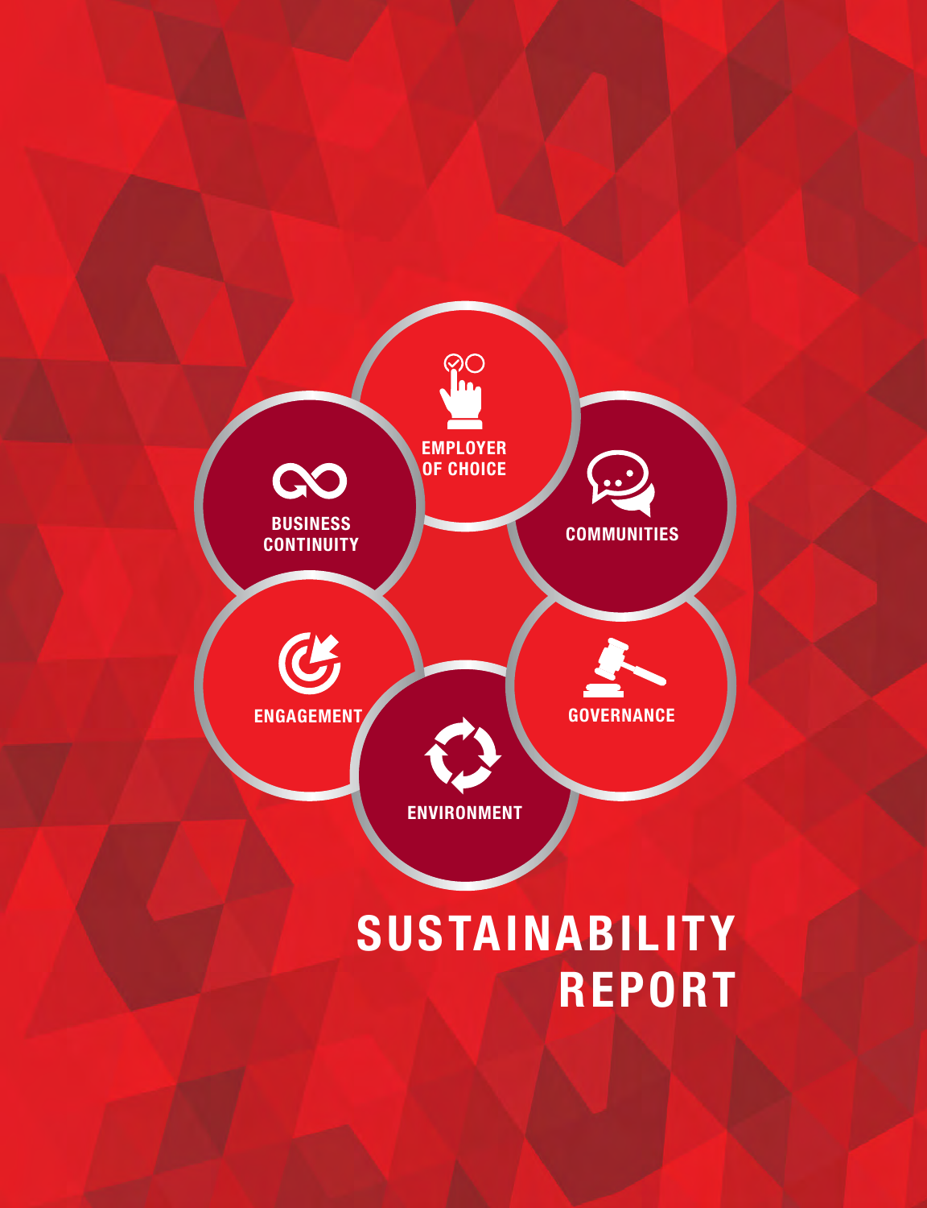EMPLOYER OF CHOICE

BUSINESS CONTINUITY

COMMUNITIES

ENGAGEMENT

GOVERNANCE

ENVIRONMENT

# SUSTAINABILITY REPORT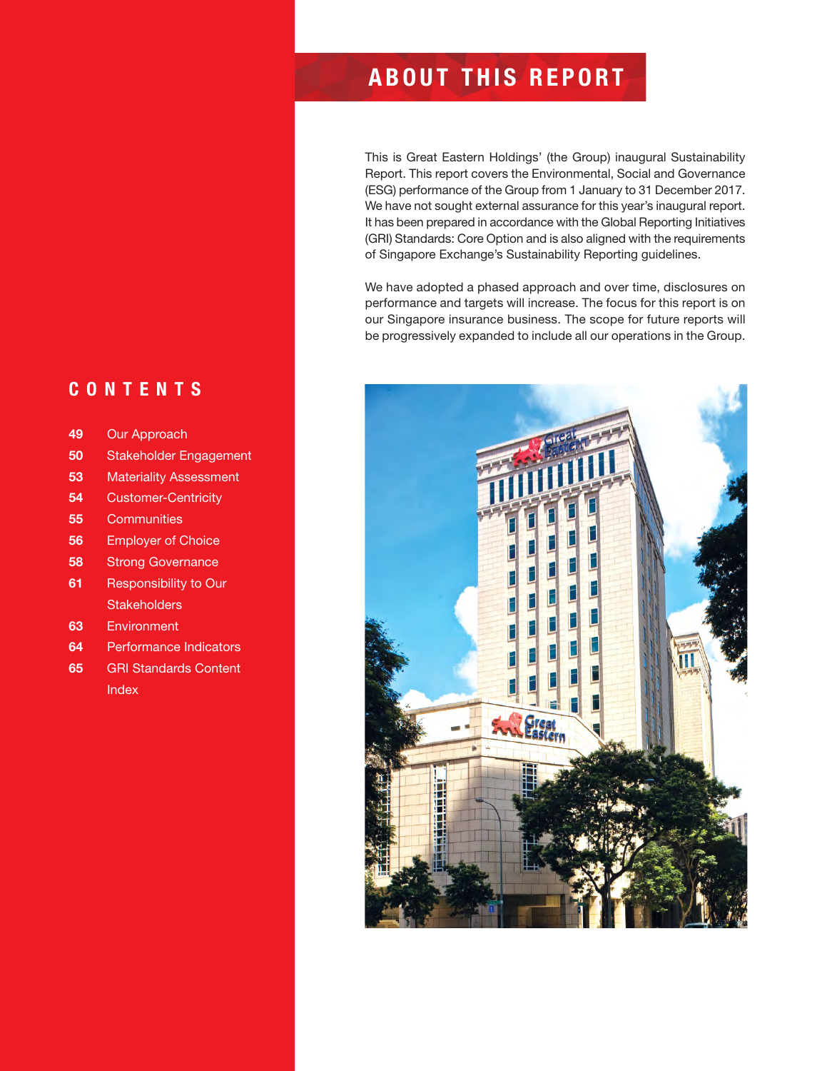# ABOUT THIS REPORT

This is Great Eastern Holdings' (the Group) inaugural Sustainability Report. This report covers the Environmental, Social and Governance (ESG) performance of the Group from 1 January to 31 December 2017. We have not sought external assurance for this year's inaugural report. It has been prepared in accordance with the Global Reporting Initiatives (GRI) Standards: Core Option and is also aligned with the requirements of Singapore Exchange's Sustainability Reporting guidelines.

We have adopted a phased approach and over time, disclosures on performance and targets will increase. The focus for this report is on our Singapore insurance business. The scope for future reports will be progressively expanded to include all our operations in the Group.

## CONTENTS

- **49** Our Approach
- **50** Stakeholder Engagement
- **53** Materiality Assessment
- **54** Customer-Centricity
- **55** Communities
- **56** Employer of Choice
- **58** Strong Governance
- **61** Responsibility to Our Stakeholders
- **63** Environment
- **64** Performance Indicators
- **65** GRI Standards Content Index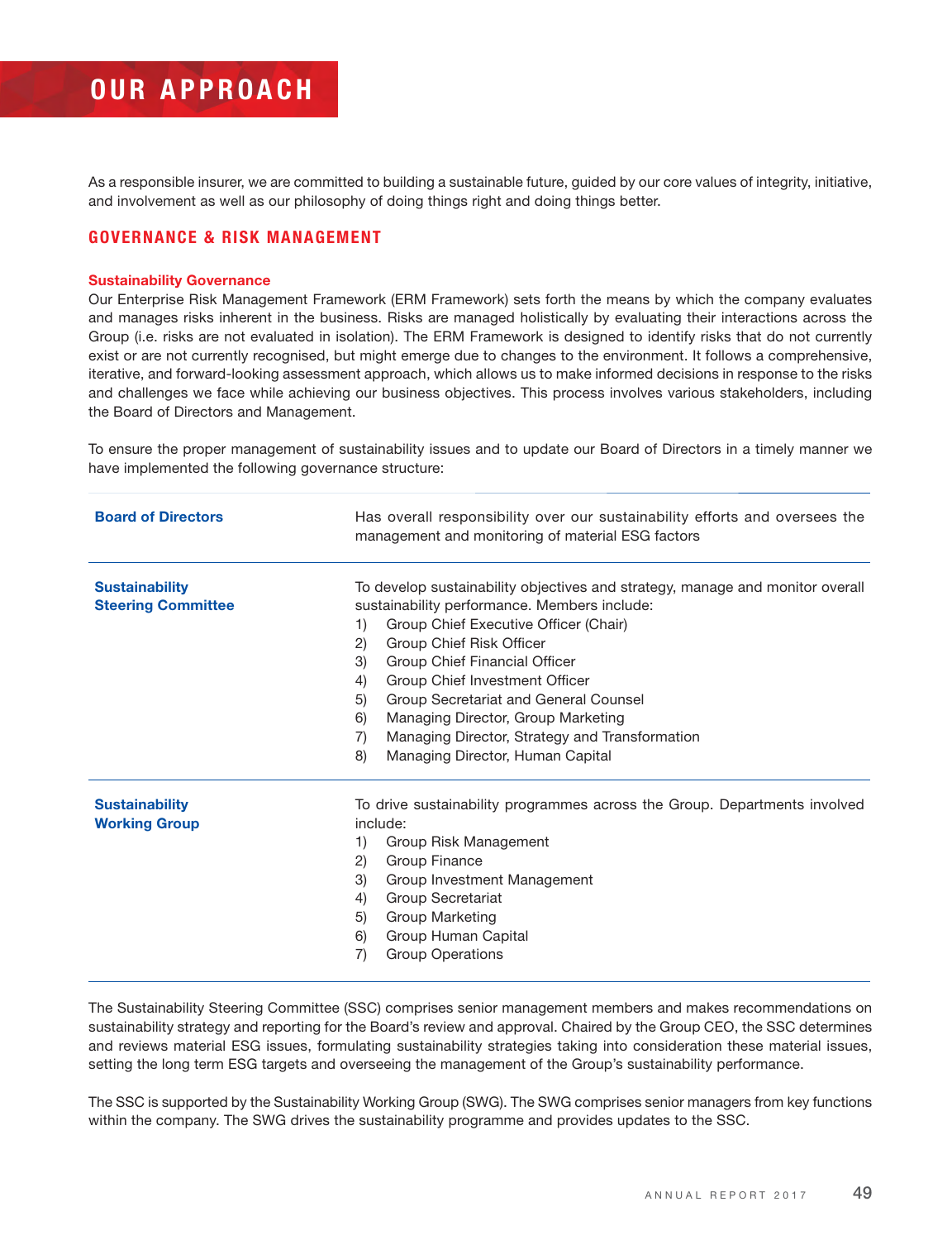# OUR APPROACH

As a responsible insurer, we are committed to building a sustainable future, guided by our core values of integrity, initiative, and involvement as well as our philosophy of doing things right and doing things better.

## GOVERNANCE & RISK MANAGEMENT

### Sustainability Governance

Our Enterprise Risk Management Framework (ERM Framework) sets forth the means by which the company evaluates and manages risks inherent in the business. Risks are managed holistically by evaluating their interactions across the Group (i.e. risks are not evaluated in isolation). The ERM Framework is designed to identify risks that do not currently exist or are not currently recognised, but might emerge due to changes to the environment. It follows a comprehensive, iterative, and forward-looking assessment approach, which allows us to make informed decisions in response to the risks and challenges we face while achieving our business objectives. This process involves various stakeholders, including the Board of Directors and Management.

To ensure the proper management of sustainability issues and to update our Board of Directors in a timely manner we have implemented the following governance structure:

| | |
|---|---|
| **Board of Directors** | Has overall responsibility over our sustainability efforts and oversees the management and monitoring of material ESG factors |
| **Sustainability Steering Committee** | To develop sustainability objectives and strategy, manage and monitor overall sustainability performance. Members include:<br>1) Group Chief Executive Officer (Chair)<br>2) Group Chief Risk Officer<br>3) Group Chief Financial Officer<br>4) Group Chief Investment Officer<br>5) Group Secretariat and General Counsel<br>6) Managing Director, Group Marketing<br>7) Managing Director, Strategy and Transformation<br>8) Managing Director, Human Capital |
| **Sustainability Working Group** | To drive sustainability programmes across the Group. Departments involved include:<br>1) Group Risk Management<br>2) Group Finance<br>3) Group Investment Management<br>4) Group Secretariat<br>5) Group Marketing<br>6) Group Human Capital<br>7) Group Operations |

The Sustainability Steering Committee (SSC) comprises senior management members and makes recommendations on sustainability strategy and reporting for the Board's review and approval. Chaired by the Group CEO, the SSC determines and reviews material ESG issues, formulating sustainability strategies taking into consideration these material issues, setting the long term ESG targets and overseeing the management of the Group's sustainability performance.

The SSC is supported by the Sustainability Working Group (SWG). The SWG comprises senior managers from key functions within the company. The SWG drives the sustainability programme and provides updates to the SSC.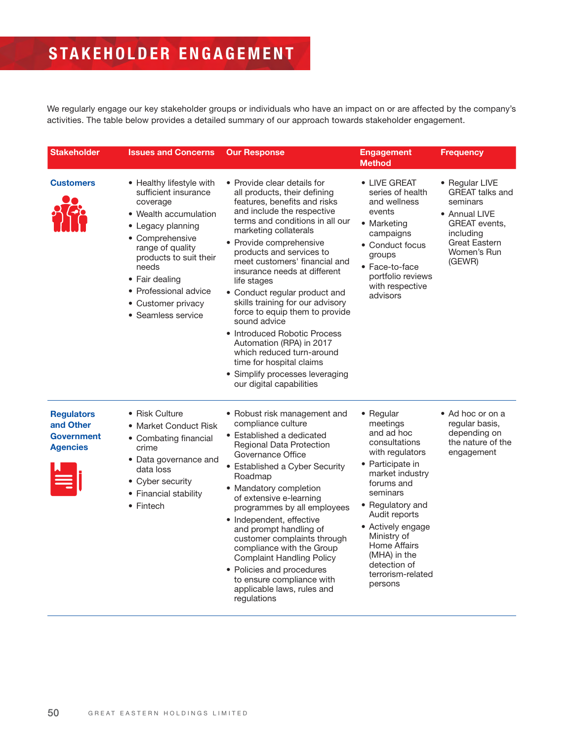# STAKEHOLDER ENGAGEMENT

We regularly engage our key stakeholder groups or individuals who have an impact on or are affected by the company's activities. The table below provides a detailed summary of our approach towards stakeholder engagement.

| Stakeholder | Issues and Concerns | Our Response | Engagement Method | Frequency |
|---|---|---|---|---|
| **Customers** | • Healthy lifestyle with sufficient insurance coverage<br>• Wealth accumulation<br>• Legacy planning<br>• Comprehensive range of quality products to suit their needs<br>• Fair dealing<br>• Professional advice<br>• Customer privacy<br>• Seamless service | • Provide clear details for all products, their defining features, benefits and risks and include the respective terms and conditions in all our marketing collaterals<br>• Provide comprehensive products and services to meet customers' financial and insurance needs at different life stages<br>• Conduct regular product and skills training for our advisory force to equip them to provide sound advice<br>• Introduced Robotic Process Automation (RPA) in 2017 which reduced turn-around time for hospital claims<br>• Simplify processes leveraging our digital capabilities | • LIVE GREAT series of health and wellness events<br>• Marketing campaigns<br>• Conduct focus groups<br>• Face-to-face portfolio reviews with respective advisors | • Regular LIVE GREAT talks and seminars<br>• Annual LIVE GREAT events, including Great Eastern Women's Run (GEWR) |
| **Regulators and Other Government Agencies** | • Risk Culture<br>• Market Conduct Risk<br>• Combating financial crime<br>• Data governance and data loss<br>• Cyber security<br>• Financial stability<br>• Fintech | • Robust risk management and compliance culture<br>• Established a dedicated Regional Data Protection Governance Office<br>• Established a Cyber Security Roadmap<br>• Mandatory completion of extensive e-learning programmes by all employees<br>• Independent, effective and prompt handling of customer complaints through compliance with the Group Complaint Handling Policy<br>• Policies and procedures to ensure compliance with applicable laws, rules and regulations | • Regular meetings and ad hoc consultations with regulators<br>• Participate in market industry forums and seminars<br>• Regulatory and Audit reports<br>• Actively engage Ministry of Home Affairs (MHA) in the detection of terrorism-related persons | • Ad hoc or on a regular basis, depending on the nature of the engagement |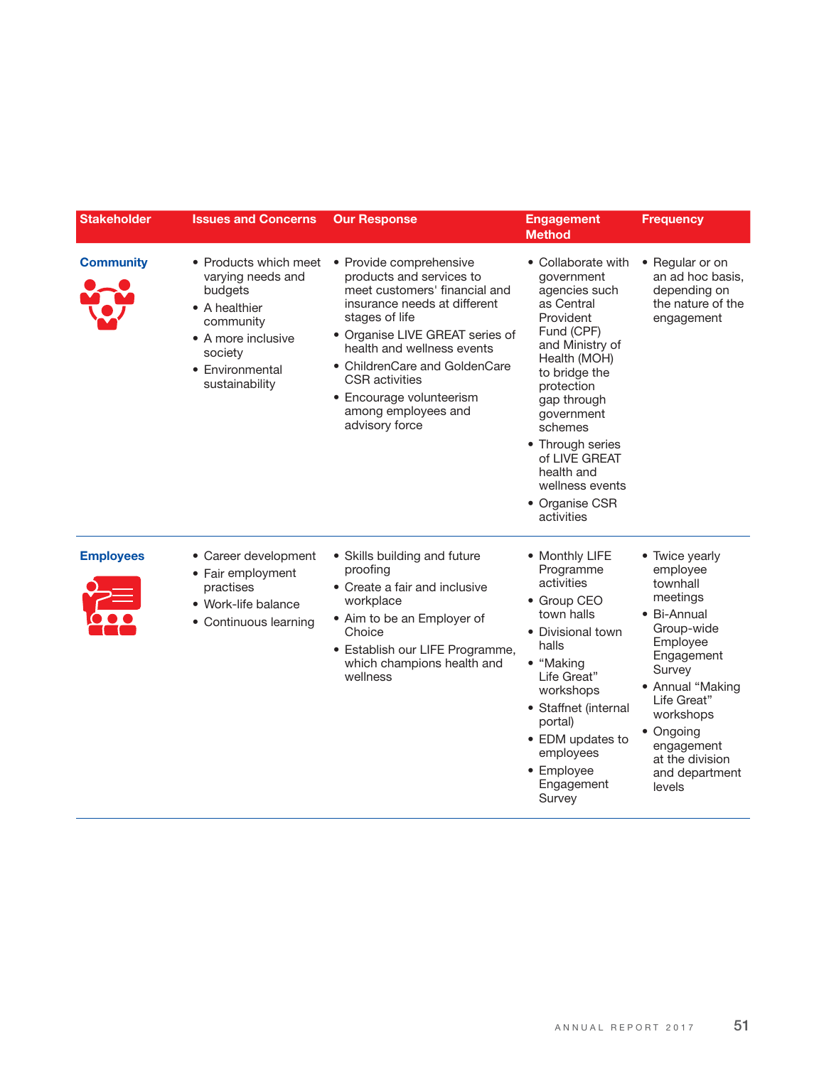| Stakeholder | Issues and Concerns | Our Response | Engagement Method | Frequency |
|---|---|---|---|---|
| **Community** | • Products which meet varying needs and budgets<br>• A healthier community<br>• A more inclusive society<br>• Environmental sustainability | • Provide comprehensive products and services to meet customers' financial and insurance needs at different stages of life<br>• Organise LIVE GREAT series of health and wellness events<br>• ChildrenCare and GoldenCare CSR activities<br>• Encourage volunteerism among employees and advisory force | • Collaborate with government agencies such as Central Provident Fund (CPF) and Ministry of Health (MOH) to bridge the protection gap through government schemes<br>• Through series of LIVE GREAT health and wellness events<br>• Organise CSR activities | • Regular or on an ad hoc basis, depending on the nature of the engagement |
| **Employees** | • Career development<br>• Fair employment practises<br>• Work-life balance<br>• Continuous learning | • Skills building and future proofing<br>• Create a fair and inclusive workplace<br>• Aim to be an Employer of Choice<br>• Establish our LIFE Programme, which champions health and wellness | • Monthly LIFE Programme activities<br>• Group CEO town halls<br>• Divisional town halls<br>• "Making Life Great" workshops<br>• Staffnet (internal portal)<br>• EDM updates to employees<br>• Employee Engagement Survey | • Twice yearly employee townhall meetings<br>• Bi-Annual Group-wide Employee Engagement Survey<br>• Annual "Making Life Great" workshops<br>• Ongoing engagement at the division and department levels |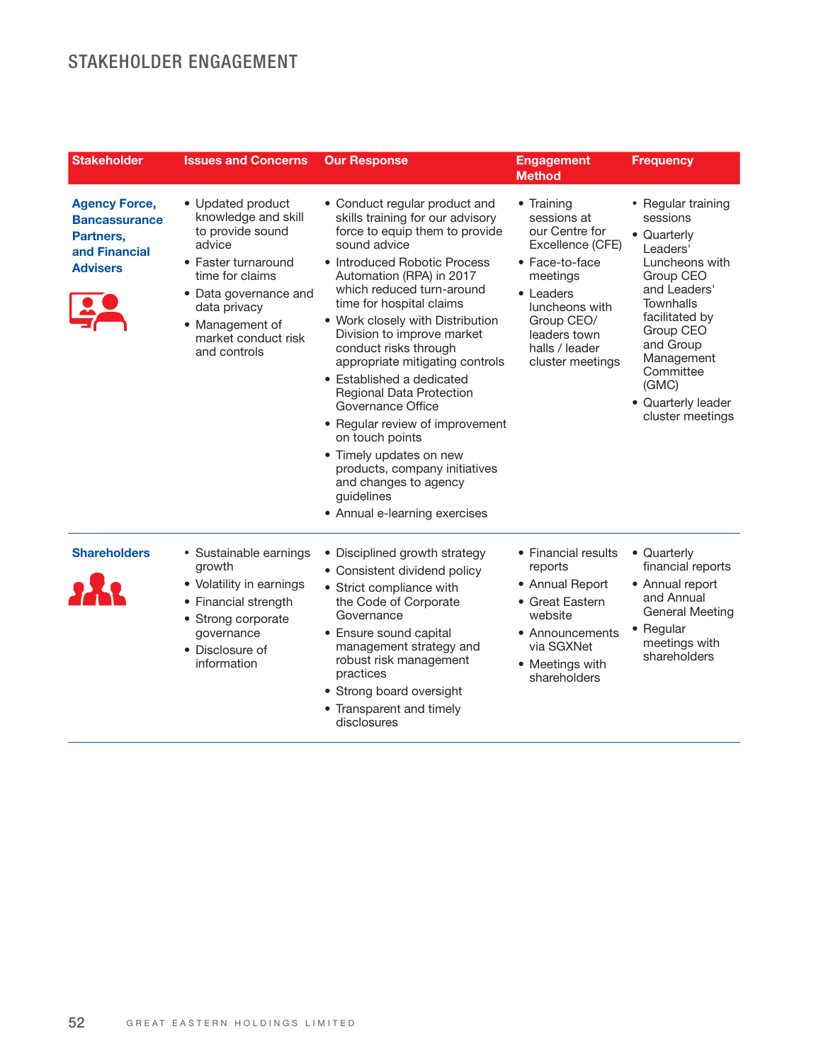# STAKEHOLDER ENGAGEMENT

| Stakeholder | Issues and Concerns | Our Response | Engagement Method | Frequency |
|---|---|---|---|---|
| **Agency Force, Bancassurance Partners, and Financial Advisers** | • Updated product knowledge and skill to provide sound advice<br>• Faster turnaround time for claims<br>• Data governance and data privacy<br>• Management of market conduct risk and controls | • Conduct regular product and skills training for our advisory force to equip them to provide sound advice<br>• Introduced Robotic Process Automation (RPA) in 2017 which reduced turn-around time for hospital claims<br>• Work closely with Distribution Division to improve market conduct risks through appropriate mitigating controls<br>• Established a dedicated Regional Data Protection Governance Office<br>• Regular review of improvement on touch points<br>• Timely updates on new products, company initiatives and changes to agency guidelines<br>• Annual e-learning exercises | • Training sessions at our Centre for Excellence (CFE)<br>• Face-to-face meetings<br>• Leaders luncheons with Group CEO/ leaders town halls / leader cluster meetings | • Regular training sessions<br>• Quarterly Leaders' Luncheons with Group CEO and Leaders' Townhalls facilitated by Group CEO and Group Management Committee (GMC)<br>• Quarterly leader cluster meetings |
| **Shareholders** | • Sustainable earnings growth<br>• Volatility in earnings<br>• Financial strength<br>• Strong corporate governance<br>• Disclosure of information | • Disciplined growth strategy<br>• Consistent dividend policy<br>• Strict compliance with the Code of Corporate Governance<br>• Ensure sound capital management strategy and robust risk management practices<br>• Strong board oversight<br>• Transparent and timely disclosures | • Financial results reports<br>• Annual Report<br>• Great Eastern website<br>• Announcements via SGXNet<br>• Meetings with shareholders | • Quarterly financial reports<br>• Annual report and Annual General Meeting<br>• Regular meetings with shareholders |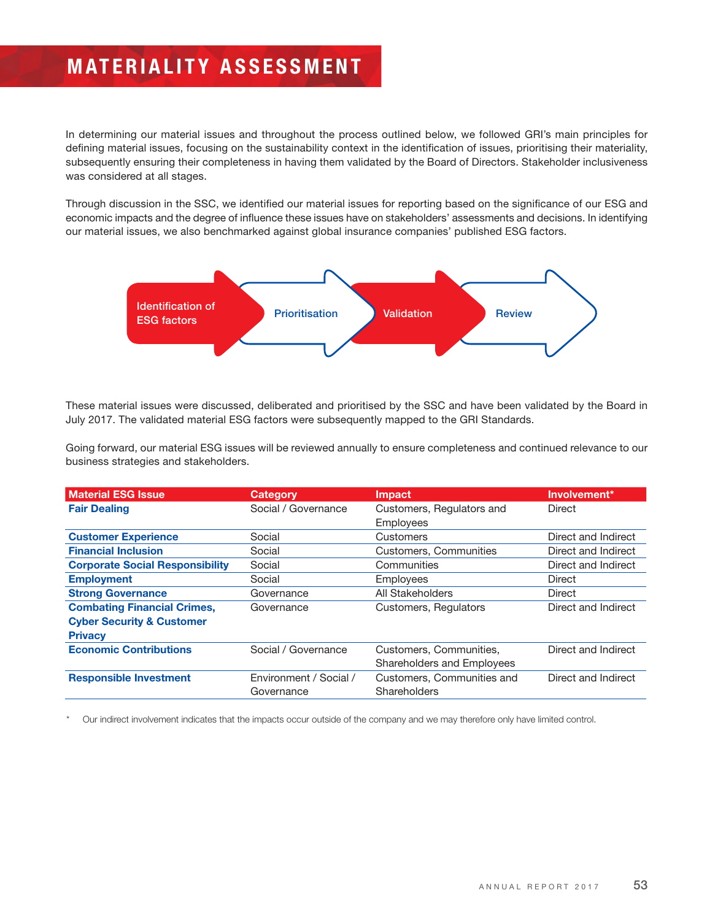# MATERIALITY ASSESSMENT

In determining our material issues and throughout the process outlined below, we followed GRI's main principles for defining material issues, focusing on the sustainability context in the identification of issues, prioritising their materiality, subsequently ensuring their completeness in having them validated by the Board of Directors. Stakeholder inclusiveness was considered at all stages.

Through discussion in the SSC, we identified our material issues for reporting based on the significance of our ESG and economic impacts and the degree of influence these issues have on stakeholders' assessments and decisions. In identifying our material issues, we also benchmarked against global insurance companies' published ESG factors.

Identification of ESG factors → Prioritisation → Validation → Review

These material issues were discussed, deliberated and prioritised by the SSC and have been validated by the Board in July 2017. The validated material ESG factors were subsequently mapped to the GRI Standards.

Going forward, our material ESG issues will be reviewed annually to ensure completeness and continued relevance to our business strategies and stakeholders.

| Material ESG Issue | Category | Impact | Involvement* |
|---|---|---|---|
| **Fair Dealing** | Social / Governance | Customers, Regulators and Employees | Direct |
| **Customer Experience** | Social | Customers | Direct and Indirect |
| **Financial Inclusion** | Social | Customers, Communities | Direct and Indirect |
| **Corporate Social Responsibility** | Social | Communities | Direct and Indirect |
| **Employment** | Social | Employees | Direct |
| **Strong Governance** | Governance | All Stakeholders | Direct |
| **Combating Financial Crimes, Cyber Security & Customer Privacy** | Governance | Customers, Regulators | Direct and Indirect |
| **Economic Contributions** | Social / Governance | Customers, Communities, Shareholders and Employees | Direct and Indirect |
| **Responsible Investment** | Environment / Social / Governance | Customers, Communities and Shareholders | Direct and Indirect |

\* Our indirect involvement indicates that the impacts occur outside of the company and we may therefore only have limited control.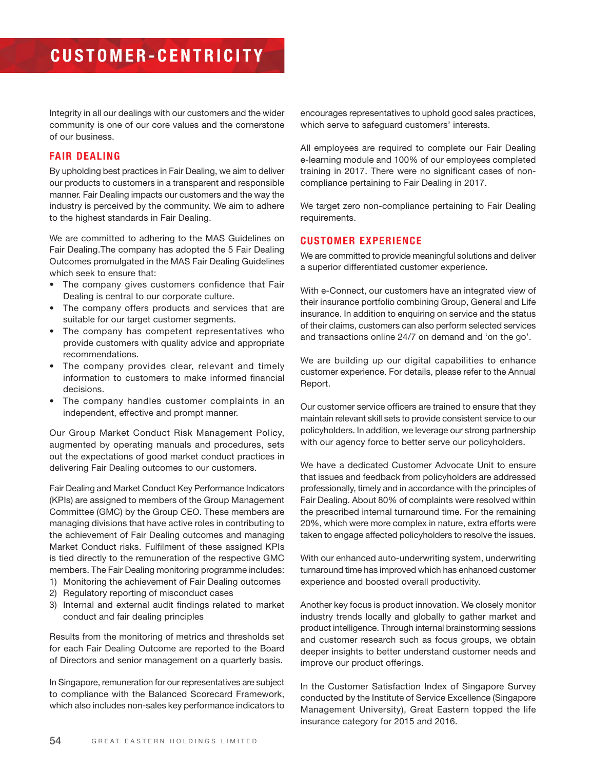# CUSTOMER-CENTRICITY

Integrity in all our dealings with our customers and the wider community is one of our core values and the cornerstone of our business.

## FAIR DEALING

By upholding best practices in Fair Dealing, we aim to deliver our products to customers in a transparent and responsible manner. Fair Dealing impacts our customers and the way the industry is perceived by the community. We aim to adhere to the highest standards in Fair Dealing.

We are committed to adhering to the MAS Guidelines on Fair Dealing.The company has adopted the 5 Fair Dealing Outcomes promulgated in the MAS Fair Dealing Guidelines which seek to ensure that:

- The company gives customers confidence that Fair Dealing is central to our corporate culture.
- The company offers products and services that are suitable for our target customer segments.
- The company has competent representatives who provide customers with quality advice and appropriate recommendations.
- The company provides clear, relevant and timely information to customers to make informed financial decisions.
- The company handles customer complaints in an independent, effective and prompt manner.

Our Group Market Conduct Risk Management Policy, augmented by operating manuals and procedures, sets out the expectations of good market conduct practices in delivering Fair Dealing outcomes to our customers.

Fair Dealing and Market Conduct Key Performance Indicators (KPIs) are assigned to members of the Group Management Committee (GMC) by the Group CEO. These members are managing divisions that have active roles in contributing to the achievement of Fair Dealing outcomes and managing Market Conduct risks. Fulfilment of these assigned KPIs is tied directly to the remuneration of the respective GMC members. The Fair Dealing monitoring programme includes:

1) Monitoring the achievement of Fair Dealing outcomes
2) Regulatory reporting of misconduct cases
3) Internal and external audit findings related to market conduct and fair dealing principles

Results from the monitoring of metrics and thresholds set for each Fair Dealing Outcome are reported to the Board of Directors and senior management on a quarterly basis.

In Singapore, remuneration for our representatives are subject to compliance with the Balanced Scorecard Framework, which also includes non-sales key performance indicators to encourages representatives to uphold good sales practices, which serve to safeguard customers' interests.

All employees are required to complete our Fair Dealing e-learning module and 100% of our employees completed training in 2017. There were no significant cases of non-compliance pertaining to Fair Dealing in 2017.

We target zero non-compliance pertaining to Fair Dealing requirements.

## CUSTOMER EXPERIENCE

We are committed to provide meaningful solutions and deliver a superior differentiated customer experience.

With e-Connect, our customers have an integrated view of their insurance portfolio combining Group, General and Life insurance. In addition to enquiring on service and the status of their claims, customers can also perform selected services and transactions online 24/7 on demand and 'on the go'.

We are building up our digital capabilities to enhance customer experience. For details, please refer to the Annual Report.

Our customer service officers are trained to ensure that they maintain relevant skill sets to provide consistent service to our policyholders. In addition, we leverage our strong partnership with our agency force to better serve our policyholders.

We have a dedicated Customer Advocate Unit to ensure that issues and feedback from policyholders are addressed professionally, timely and in accordance with the principles of Fair Dealing. About 80% of complaints were resolved within the prescribed internal turnaround time. For the remaining 20%, which were more complex in nature, extra efforts were taken to engage affected policyholders to resolve the issues.

With our enhanced auto-underwriting system, underwriting turnaround time has improved which has enhanced customer experience and boosted overall productivity.

Another key focus is product innovation. We closely monitor industry trends locally and globally to gather market and product intelligence. Through internal brainstorming sessions and customer research such as focus groups, we obtain deeper insights to better understand customer needs and improve our product offerings.

In the Customer Satisfaction Index of Singapore Survey conducted by the Institute of Service Excellence (Singapore Management University), Great Eastern topped the life insurance category for 2015 and 2016.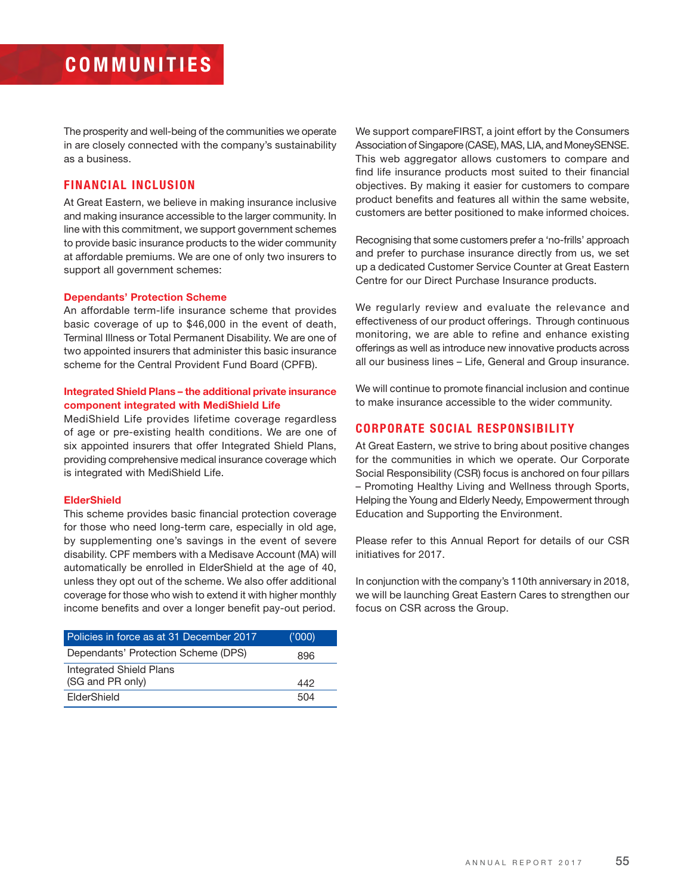# COMMUNITIES

The prosperity and well-being of the communities we operate in are closely connected with the company's sustainability as a business.

## FINANCIAL INCLUSION

At Great Eastern, we believe in making insurance inclusive and making insurance accessible to the larger community. In line with this commitment, we support government schemes to provide basic insurance products to the wider community at affordable premiums. We are one of only two insurers to support all government schemes:

### Dependants' Protection Scheme

An affordable term-life insurance scheme that provides basic coverage of up to $46,000 in the event of death, Terminal Illness or Total Permanent Disability. We are one of two appointed insurers that administer this basic insurance scheme for the Central Provident Fund Board (CPFB).

### Integrated Shield Plans – the additional private insurance component integrated with MediShield Life

MediShield Life provides lifetime coverage regardless of age or pre-existing health conditions. We are one of six appointed insurers that offer Integrated Shield Plans, providing comprehensive medical insurance coverage which is integrated with MediShield Life.

### ElderShield

This scheme provides basic financial protection coverage for those who need long-term care, especially in old age, by supplementing one's savings in the event of severe disability. CPF members with a Medisave Account (MA) will automatically be enrolled in ElderShield at the age of 40, unless they opt out of the scheme. We also offer additional coverage for those who wish to extend it with higher monthly income benefits and over a longer benefit pay-out period.

| Policies in force as at 31 December 2017 | ('000) |
|---|---|
| Dependants' Protection Scheme (DPS) | 896 |
| Integrated Shield Plans (SG and PR only) | 442 |
| ElderShield | 504 |

We support compareFIRST, a joint effort by the Consumers Association of Singapore (CASE), MAS, LIA, and MoneySENSE. This web aggregator allows customers to compare and find life insurance products most suited to their financial objectives. By making it easier for customers to compare product benefits and features all within the same website, customers are better positioned to make informed choices.

Recognising that some customers prefer a 'no-frills' approach and prefer to purchase insurance directly from us, we set up a dedicated Customer Service Counter at Great Eastern Centre for our Direct Purchase Insurance products.

We regularly review and evaluate the relevance and effectiveness of our product offerings. Through continuous monitoring, we are able to refine and enhance existing offerings as well as introduce new innovative products across all our business lines – Life, General and Group insurance.

We will continue to promote financial inclusion and continue to make insurance accessible to the wider community.

## CORPORATE SOCIAL RESPONSIBILITY

At Great Eastern, we strive to bring about positive changes for the communities in which we operate. Our Corporate Social Responsibility (CSR) focus is anchored on four pillars – Promoting Healthy Living and Wellness through Sports, Helping the Young and Elderly Needy, Empowerment through Education and Supporting the Environment.

Please refer to this Annual Report for details of our CSR initiatives for 2017.

In conjunction with the company's 110th anniversary in 2018, we will be launching Great Eastern Cares to strengthen our focus on CSR across the Group.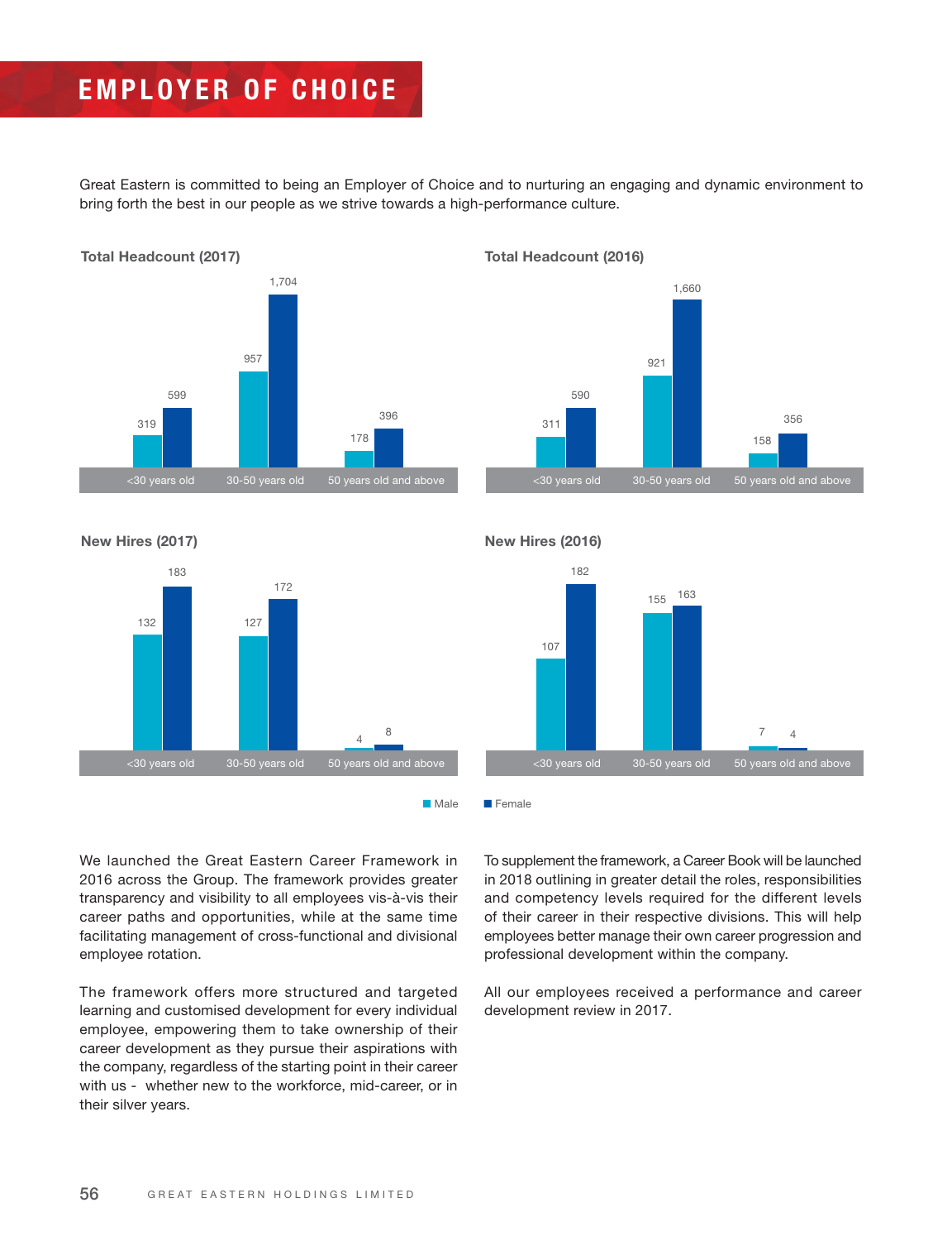# EMPLOYER OF CHOICE

Great Eastern is committed to being an Employer of Choice and to nurturing an engaging and dynamic environment to bring forth the best in our people as we strive towards a high-performance culture.

**Total Headcount (2017)**

| | Male | Female |
|---|---|---|
| <30 years old | 319 | 599 |
| 30-50 years old | 957 | 1,704 |
| 50 years old and above | 178 | 396 |

**Total Headcount (2016)**

| | Male | Female |
|---|---|---|
| <30 years old | 311 | 590 |
| 30-50 years old | 921 | 1,660 |
| 50 years old and above | 158 | 356 |

**New Hires (2017)**

| | Male | Female |
|---|---|---|
| <30 years old | 132 | 183 |
| 30-50 years old | 127 | 172 |
| 50 years old and above | 4 | 8 |

**New Hires (2016)**

| | Male | Female |
|---|---|---|
| <30 years old | 107 | 182 |
| 30-50 years old | 155 | 163 |
| 50 years old and above | 7 | 4 |

We launched the Great Eastern Career Framework in 2016 across the Group. The framework provides greater transparency and visibility to all employees vis-à-vis their career paths and opportunities, while at the same time facilitating management of cross-functional and divisional employee rotation.

The framework offers more structured and targeted learning and customised development for every individual employee, empowering them to take ownership of their career development as they pursue their aspirations with the company, regardless of the starting point in their career with us - whether new to the workforce, mid-career, or in their silver years.

To supplement the framework, a Career Book will be launched in 2018 outlining in greater detail the roles, responsibilities and competency levels required for the different levels of their career in their respective divisions. This will help employees better manage their own career progression and professional development within the company.

All our employees received a performance and career development review in 2017.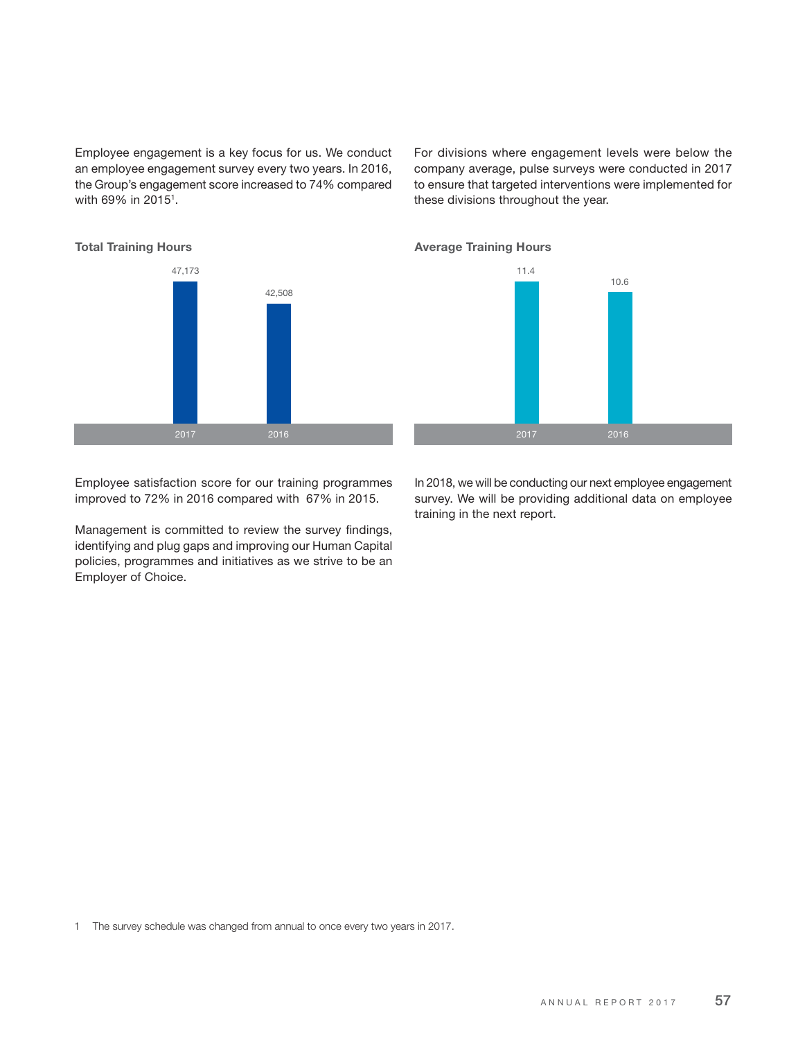Employee engagement is a key focus for us. We conduct an employee engagement survey every two years. In 2016, the Group's engagement score increased to 74% compared with 69% in 2015[1].

For divisions where engagement levels were below the company average, pulse surveys were conducted in 2017 to ensure that targeted interventions were implemented for these divisions throughout the year.

**Total Training Hours**

| 2017 | 2016 |
|---|---|
| 47,173 | 42,508 |

**Average Training Hours**

| 2017 | 2016 |
|---|---|
| 11.4 | 10.6 |

Employee satisfaction score for our training programmes improved to 72% in 2016 compared with 67% in 2015.

Management is committed to review the survey findings, identifying and plug gaps and improving our Human Capital policies, programmes and initiatives as we strive to be an Employer of Choice.

In 2018, we will be conducting our next employee engagement survey. We will be providing additional data on employee training in the next report.

1 The survey schedule was changed from annual to once every two years in 2017.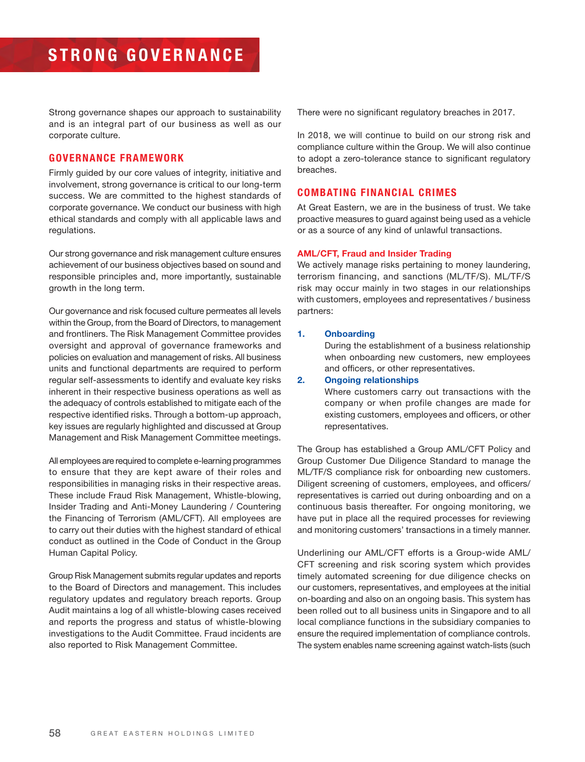# STRONG GOVERNANCE

Strong governance shapes our approach to sustainability and is an integral part of our business as well as our corporate culture.

## GOVERNANCE FRAMEWORK

Firmly guided by our core values of integrity, initiative and involvement, strong governance is critical to our long-term success. We are committed to the highest standards of corporate governance. We conduct our business with high ethical standards and comply with all applicable laws and regulations.

Our strong governance and risk management culture ensures achievement of our business objectives based on sound and responsible principles and, more importantly, sustainable growth in the long term.

Our governance and risk focused culture permeates all levels within the Group, from the Board of Directors, to management and frontliners. The Risk Management Committee provides oversight and approval of governance frameworks and policies on evaluation and management of risks. All business units and functional departments are required to perform regular self-assessments to identify and evaluate key risks inherent in their respective business operations as well as the adequacy of controls established to mitigate each of the respective identified risks. Through a bottom-up approach, key issues are regularly highlighted and discussed at Group Management and Risk Management Committee meetings.

All employees are required to complete e-learning programmes to ensure that they are kept aware of their roles and responsibilities in managing risks in their respective areas. These include Fraud Risk Management, Whistle-blowing, Insider Trading and Anti-Money Laundering / Countering the Financing of Terrorism (AML/CFT). All employees are to carry out their duties with the highest standard of ethical conduct as outlined in the Code of Conduct in the Group Human Capital Policy.

Group Risk Management submits regular updates and reports to the Board of Directors and management. This includes regulatory updates and regulatory breach reports. Group Audit maintains a log of all whistle-blowing cases received and reports the progress and status of whistle-blowing investigations to the Audit Committee. Fraud incidents are also reported to Risk Management Committee.

There were no significant regulatory breaches in 2017.

In 2018, we will continue to build on our strong risk and compliance culture within the Group. We will also continue to adopt a zero-tolerance stance to significant regulatory breaches.

## COMBATING FINANCIAL CRIMES

At Great Eastern, we are in the business of trust. We take proactive measures to guard against being used as a vehicle or as a source of any kind of unlawful transactions.

### AML/CFT, Fraud and Insider Trading

We actively manage risks pertaining to money laundering, terrorism financing, and sanctions (ML/TF/S). ML/TF/S risk may occur mainly in two stages in our relationships with customers, employees and representatives / business partners:

1. **Onboarding**
   During the establishment of a business relationship when onboarding new customers, new employees and officers, or other representatives.
2. **Ongoing relationships**
   Where customers carry out transactions with the company or when profile changes are made for existing customers, employees and officers, or other representatives.

The Group has established a Group AML/CFT Policy and Group Customer Due Diligence Standard to manage the ML/TF/S compliance risk for onboarding new customers. Diligent screening of customers, employees, and officers/representatives is carried out during onboarding and on a continuous basis thereafter. For ongoing monitoring, we have put in place all the required processes for reviewing and monitoring customers' transactions in a timely manner.

Underlining our AML/CFT efforts is a Group-wide AML/CFT screening and risk scoring system which provides timely automated screening for due diligence checks on our customers, representatives, and employees at the initial on-boarding and also on an ongoing basis. This system has been rolled out to all business units in Singapore and to all local compliance functions in the subsidiary companies to ensure the required implementation of compliance controls. The system enables name screening against watch-lists (such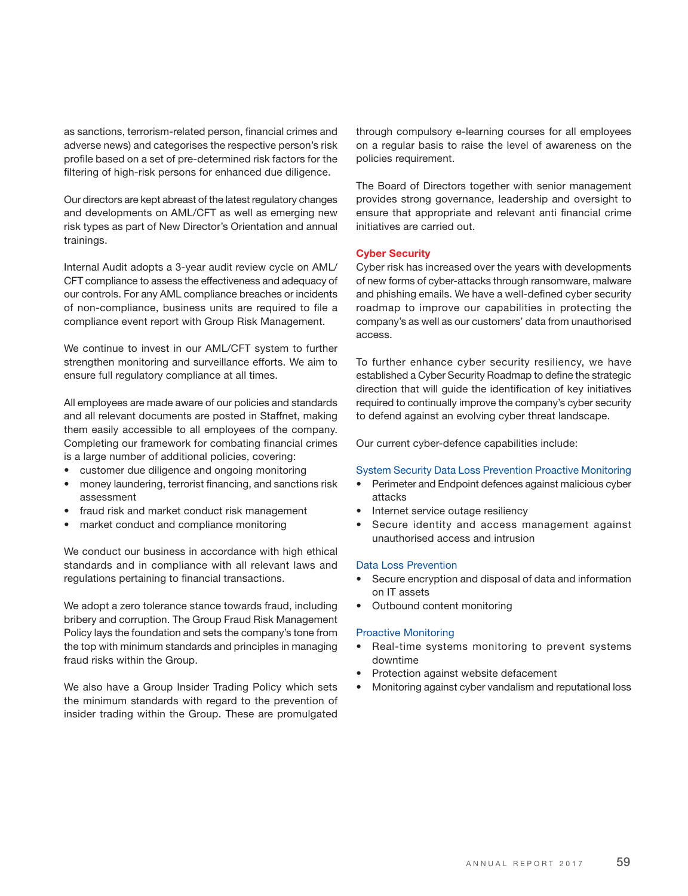as sanctions, terrorism-related person, financial crimes and adverse news) and categorises the respective person's risk profile based on a set of pre-determined risk factors for the filtering of high-risk persons for enhanced due diligence.

Our directors are kept abreast of the latest regulatory changes and developments on AML/CFT as well as emerging new risk types as part of New Director's Orientation and annual trainings.

Internal Audit adopts a 3-year audit review cycle on AML/CFT compliance to assess the effectiveness and adequacy of our controls. For any AML compliance breaches or incidents of non-compliance, business units are required to file a compliance event report with Group Risk Management.

We continue to invest in our AML/CFT system to further strengthen monitoring and surveillance efforts. We aim to ensure full regulatory compliance at all times.

All employees are made aware of our policies and standards and all relevant documents are posted in Staffnet, making them easily accessible to all employees of the company. Completing our framework for combating financial crimes is a large number of additional policies, covering:

- customer due diligence and ongoing monitoring
- money laundering, terrorist financing, and sanctions risk assessment
- fraud risk and market conduct risk management
- market conduct and compliance monitoring

We conduct our business in accordance with high ethical standards and in compliance with all relevant laws and regulations pertaining to financial transactions.

We adopt a zero tolerance stance towards fraud, including bribery and corruption. The Group Fraud Risk Management Policy lays the foundation and sets the company's tone from the top with minimum standards and principles in managing fraud risks within the Group.

We also have a Group Insider Trading Policy which sets the minimum standards with regard to the prevention of insider trading within the Group. These are promulgated through compulsory e-learning courses for all employees on a regular basis to raise the level of awareness on the policies requirement.

The Board of Directors together with senior management provides strong governance, leadership and oversight to ensure that appropriate and relevant anti financial crime initiatives are carried out.

### Cyber Security

Cyber risk has increased over the years with developments of new forms of cyber-attacks through ransomware, malware and phishing emails. We have a well-defined cyber security roadmap to improve our capabilities in protecting the company's as well as our customers' data from unauthorised access.

To further enhance cyber security resiliency, we have established a Cyber Security Roadmap to define the strategic direction that will guide the identification of key initiatives required to continually improve the company's cyber security to defend against an evolving cyber threat landscape.

Our current cyber-defence capabilities include:

#### System Security Data Loss Prevention Proactive Monitoring

- Perimeter and Endpoint defences against malicious cyber attacks
- Internet service outage resiliency
- Secure identity and access management against unauthorised access and intrusion

#### Data Loss Prevention

- Secure encryption and disposal of data and information on IT assets
- Outbound content monitoring

#### Proactive Monitoring

- Real-time systems monitoring to prevent systems downtime
- Protection against website defacement
- Monitoring against cyber vandalism and reputational loss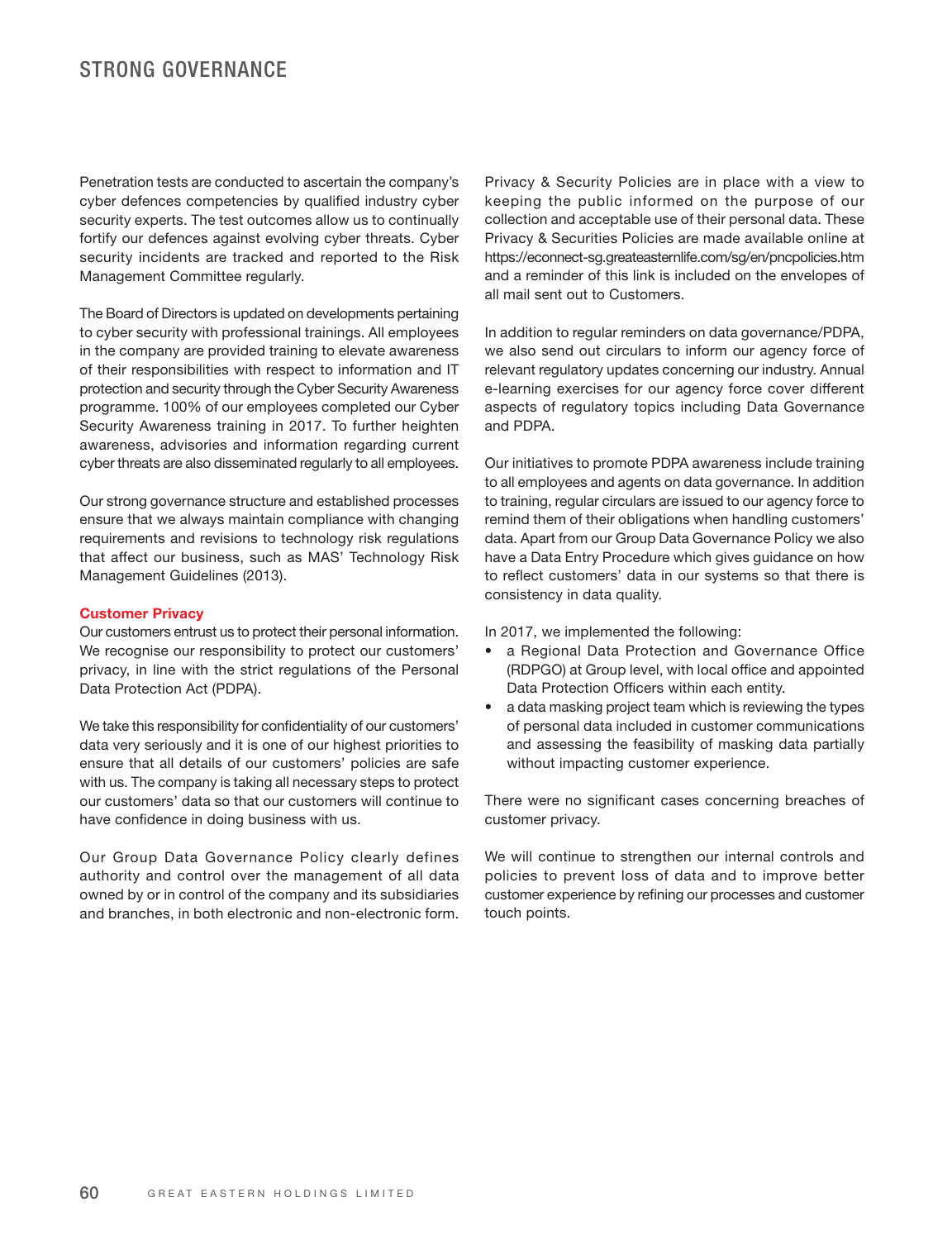# STRONG GOVERNANCE

Penetration tests are conducted to ascertain the company's cyber defences competencies by qualified industry cyber security experts. The test outcomes allow us to continually fortify our defences against evolving cyber threats. Cyber security incidents are tracked and reported to the Risk Management Committee regularly.

The Board of Directors is updated on developments pertaining to cyber security with professional trainings. All employees in the company are provided training to elevate awareness of their responsibilities with respect to information and IT protection and security through the Cyber Security Awareness programme. 100% of our employees completed our Cyber Security Awareness training in 2017. To further heighten awareness, advisories and information regarding current cyber threats are also disseminated regularly to all employees.

Our strong governance structure and established processes ensure that we always maintain compliance with changing requirements and revisions to technology risk regulations that affect our business, such as MAS' Technology Risk Management Guidelines (2013).

**Customer Privacy**

Our customers entrust us to protect their personal information. We recognise our responsibility to protect our customers' privacy, in line with the strict regulations of the Personal Data Protection Act (PDPA).

We take this responsibility for confidentiality of our customers' data very seriously and it is one of our highest priorities to ensure that all details of our customers' policies are safe with us. The company is taking all necessary steps to protect our customers' data so that our customers will continue to have confidence in doing business with us.

Our Group Data Governance Policy clearly defines authority and control over the management of all data owned by or in control of the company and its subsidiaries and branches, in both electronic and non-electronic form.

Privacy & Security Policies are in place with a view to keeping the public informed on the purpose of our collection and acceptable use of their personal data. These Privacy & Securities Policies are made available online at https://econnect-sg.greateasternlife.com/sg/en/pncpolicies.htm and a reminder of this link is included on the envelopes of all mail sent out to Customers.

In addition to regular reminders on data governance/PDPA, we also send out circulars to inform our agency force of relevant regulatory updates concerning our industry. Annual e-learning exercises for our agency force cover different aspects of regulatory topics including Data Governance and PDPA.

Our initiatives to promote PDPA awareness include training to all employees and agents on data governance. In addition to training, regular circulars are issued to our agency force to remind them of their obligations when handling customers' data. Apart from our Group Data Governance Policy we also have a Data Entry Procedure which gives guidance on how to reflect customers' data in our systems so that there is consistency in data quality.

In 2017, we implemented the following:

- a Regional Data Protection and Governance Office (RDPGO) at Group level, with local office and appointed Data Protection Officers within each entity.
- a data masking project team which is reviewing the types of personal data included in customer communications and assessing the feasibility of masking data partially without impacting customer experience.

There were no significant cases concerning breaches of customer privacy.

We will continue to strengthen our internal controls and policies to prevent loss of data and to improve better customer experience by refining our processes and customer touch points.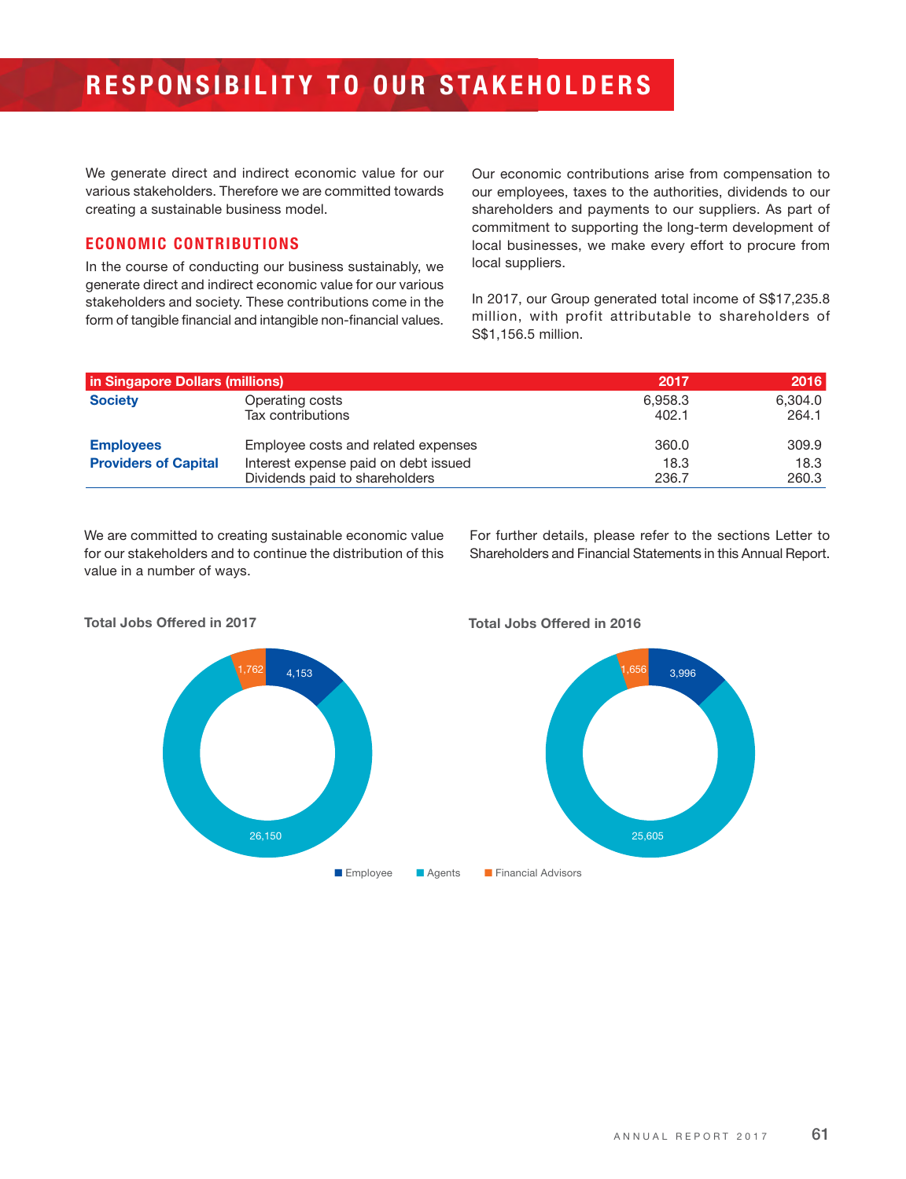# RESPONSIBILITY TO OUR STAKEHOLDERS

We generate direct and indirect economic value for our various stakeholders. Therefore we are committed towards creating a sustainable business model.

## ECONOMIC CONTRIBUTIONS

In the course of conducting our business sustainably, we generate direct and indirect economic value for our various stakeholders and society. These contributions come in the form of tangible financial and intangible non-financial values.

Our economic contributions arise from compensation to our employees, taxes to the authorities, dividends to our shareholders and payments to our suppliers. As part of commitment to supporting the long-term development of local businesses, we make every effort to procure from local suppliers.

In 2017, our Group generated total income of S$17,235.8 million, with profit attributable to shareholders of S$1,156.5 million.

| in Singapore Dollars (millions) | | 2017 | 2016 |
|---|---|---|---|
| **Society** | Operating costs | 6,958.3 | 6,304.0 |
| | Tax contributions | 402.1 | 264.1 |
| **Employees** | Employee costs and related expenses | 360.0 | 309.9 |
| **Providers of Capital** | Interest expense paid on debt issued | 18.3 | 18.3 |
| | Dividends paid to shareholders | 236.7 | 260.3 |

We are committed to creating sustainable economic value for our stakeholders and to continue the distribution of this value in a number of ways.

For further details, please refer to the sections Letter to Shareholders and Financial Statements in this Annual Report.

**Total Jobs Offered in 2017**

| Category | Jobs |
|---|---|
| Employee | 4,153 |
| Agents | 26,150 |
| Financial Advisors | 1,762 |

**Total Jobs Offered in 2016**

| Category | Jobs |
|---|---|
| Employee | 3,996 |
| Agents | 25,605 |
| Financial Advisors | 1,656 |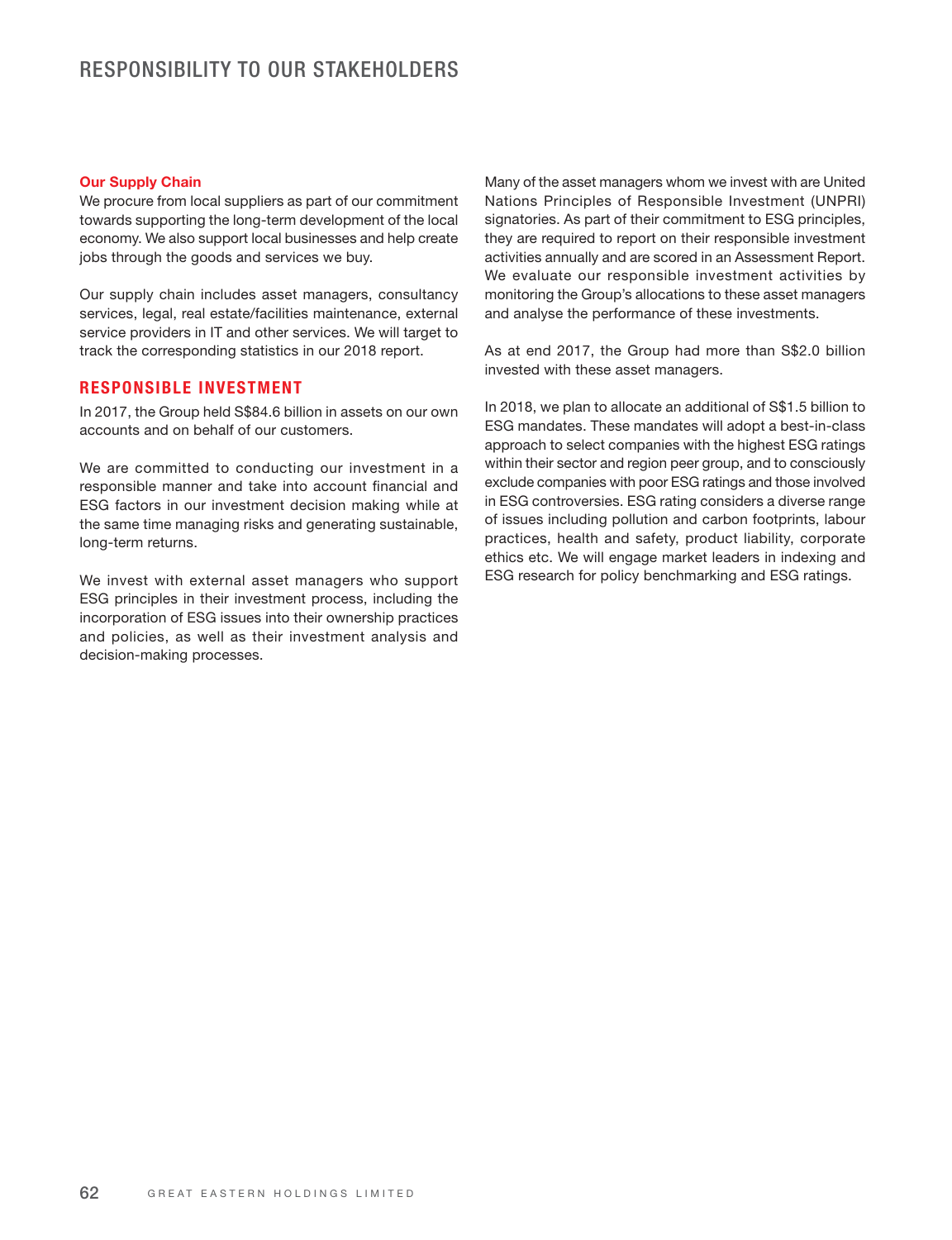# RESPONSIBILITY TO OUR STAKEHOLDERS

### Our Supply Chain

We procure from local suppliers as part of our commitment towards supporting the long-term development of the local economy. We also support local businesses and help create jobs through the goods and services we buy.

Our supply chain includes asset managers, consultancy services, legal, real estate/facilities maintenance, external service providers in IT and other services. We will target to track the corresponding statistics in our 2018 report.

## RESPONSIBLE INVESTMENT

In 2017, the Group held S$84.6 billion in assets on our own accounts and on behalf of our customers.

We are committed to conducting our investment in a responsible manner and take into account financial and ESG factors in our investment decision making while at the same time managing risks and generating sustainable, long-term returns.

We invest with external asset managers who support ESG principles in their investment process, including the incorporation of ESG issues into their ownership practices and policies, as well as their investment analysis and decision-making processes.

Many of the asset managers whom we invest with are United Nations Principles of Responsible Investment (UNPRI) signatories. As part of their commitment to ESG principles, they are required to report on their responsible investment activities annually and are scored in an Assessment Report. We evaluate our responsible investment activities by monitoring the Group's allocations to these asset managers and analyse the performance of these investments.

As at end 2017, the Group had more than S$2.0 billion invested with these asset managers.

In 2018, we plan to allocate an additional of S$1.5 billion to ESG mandates. These mandates will adopt a best-in-class approach to select companies with the highest ESG ratings within their sector and region peer group, and to consciously exclude companies with poor ESG ratings and those involved in ESG controversies. ESG rating considers a diverse range of issues including pollution and carbon footprints, labour practices, health and safety, product liability, corporate ethics etc. We will engage market leaders in indexing and ESG research for policy benchmarking and ESG ratings.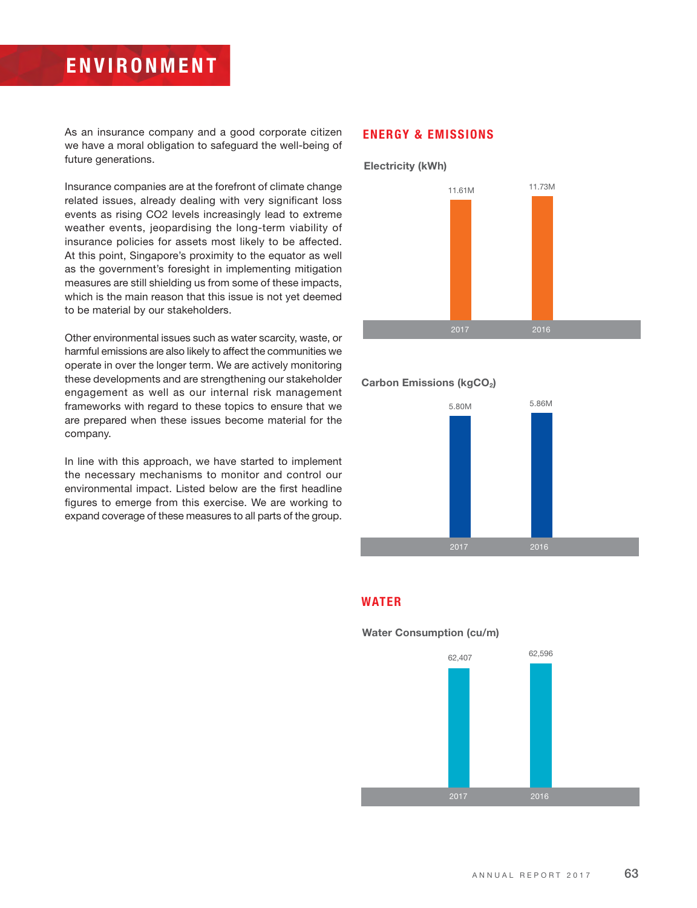# ENVIRONMENT

As an insurance company and a good corporate citizen we have a moral obligation to safeguard the well-being of future generations.

Insurance companies are at the forefront of climate change related issues, already dealing with very significant loss events as rising CO2 levels increasingly lead to extreme weather events, jeopardising the long-term viability of insurance policies for assets most likely to be affected. At this point, Singapore's proximity to the equator as well as the government's foresight in implementing mitigation measures are still shielding us from some of these impacts, which is the main reason that this issue is not yet deemed to be material by our stakeholders.

Other environmental issues such as water scarcity, waste, or harmful emissions are also likely to affect the communities we operate in over the longer term. We are actively monitoring these developments and are strengthening our stakeholder engagement as well as our internal risk management frameworks with regard to these topics to ensure that we are prepared when these issues become material for the company.

In line with this approach, we have started to implement the necessary mechanisms to monitor and control our environmental impact. Listed below are the first headline figures to emerge from this exercise. We are working to expand coverage of these measures to all parts of the group.

## ENERGY & EMISSIONS

### Electricity (kWh)

| 2017 | 2016 |
|---|---|
| 11.61M | 11.73M |

### Carbon Emissions (kg$CO_2$)

| 2017 | 2016 |
|---|---|
| 5.80M | 5.86M |

## WATER

### Water Consumption (cu/m)

| 2017 | 2016 |
|---|---|
| 62,407 | 62,596 |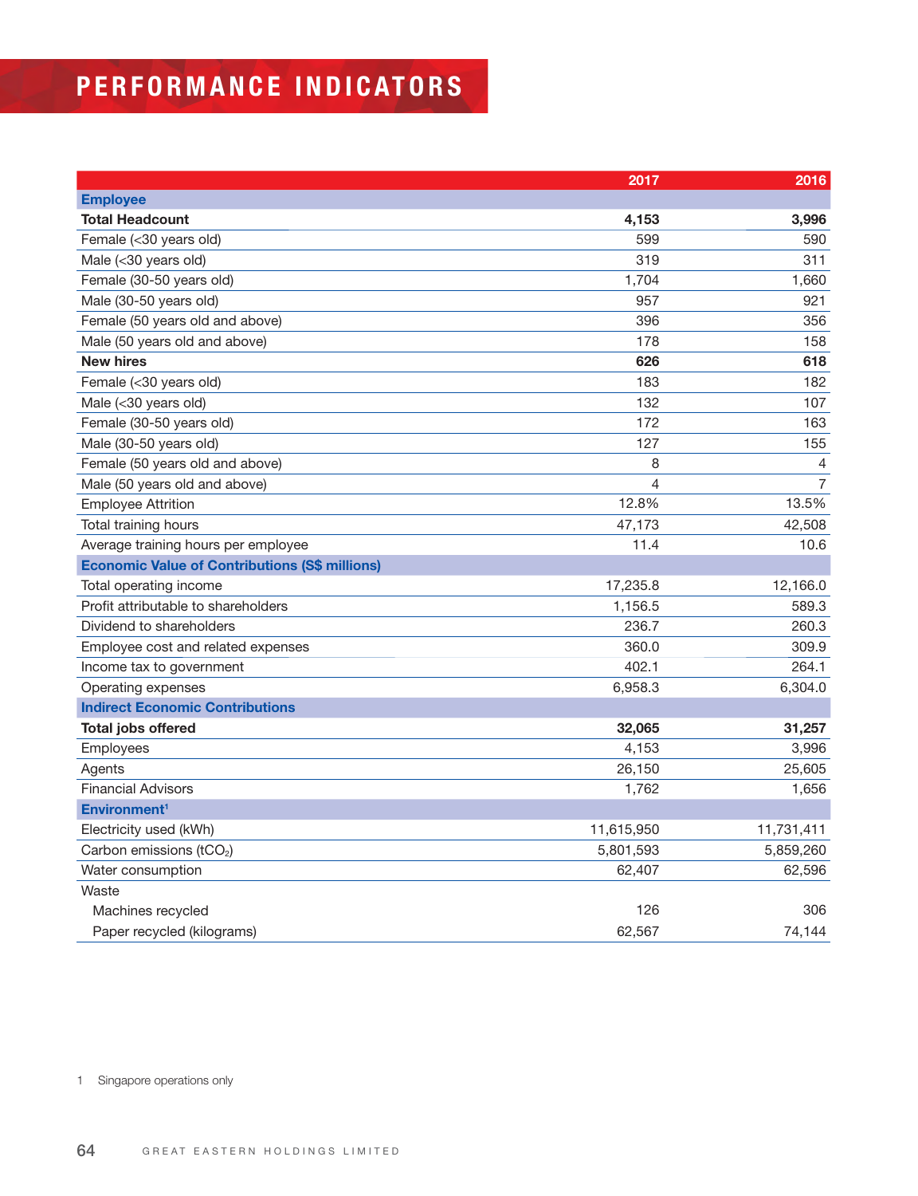# PERFORMANCE INDICATORS

| | 2017 | 2016 |
|---|---|---|
| **Employee** | | |
| **Total Headcount** | **4,153** | **3,996** |
| Female (<30 years old) | 599 | 590 |
| Male (<30 years old) | 319 | 311 |
| Female (30-50 years old) | 1,704 | 1,660 |
| Male (30-50 years old) | 957 | 921 |
| Female (50 years old and above) | 396 | 356 |
| Male (50 years old and above) | 178 | 158 |
| **New hires** | **626** | **618** |
| Female (<30 years old) | 183 | 182 |
| Male (<30 years old) | 132 | 107 |
| Female (30-50 years old) | 172 | 163 |
| Male (30-50 years old) | 127 | 155 |
| Female (50 years old and above) | 8 | 4 |
| Male (50 years old and above) | 4 | 7 |
| Employee Attrition | 12.8% | 13.5% |
| Total training hours | 47,173 | 42,508 |
| Average training hours per employee | 11.4 | 10.6 |
| **Economic Value of Contributions (S$ millions)** | | |
| Total operating income | 17,235.8 | 12,166.0 |
| Profit attributable to shareholders | 1,156.5 | 589.3 |
| Dividend to shareholders | 236.7 | 260.3 |
| Employee cost and related expenses | 360.0 | 309.9 |
| Income tax to government | 402.1 | 264.1 |
| Operating expenses | 6,958.3 | 6,304.0 |
| **Indirect Economic Contributions** | | |
| **Total jobs offered** | **32,065** | **31,257** |
| Employees | 4,153 | 3,996 |
| Agents | 26,150 | 25,605 |
| Financial Advisors | 1,762 | 1,656 |
| **Environment[1]** | | |
| Electricity used (kWh) | 11,615,950 | 11,731,411 |
| Carbon emissions ($tCO_2$) | 5,801,593 | 5,859,260 |
| Water consumption | 62,407 | 62,596 |
| Waste | | |
| Machines recycled | 126 | 306 |
| Paper recycled (kilograms) | 62,567 | 74,144 |

1 Singapore operations only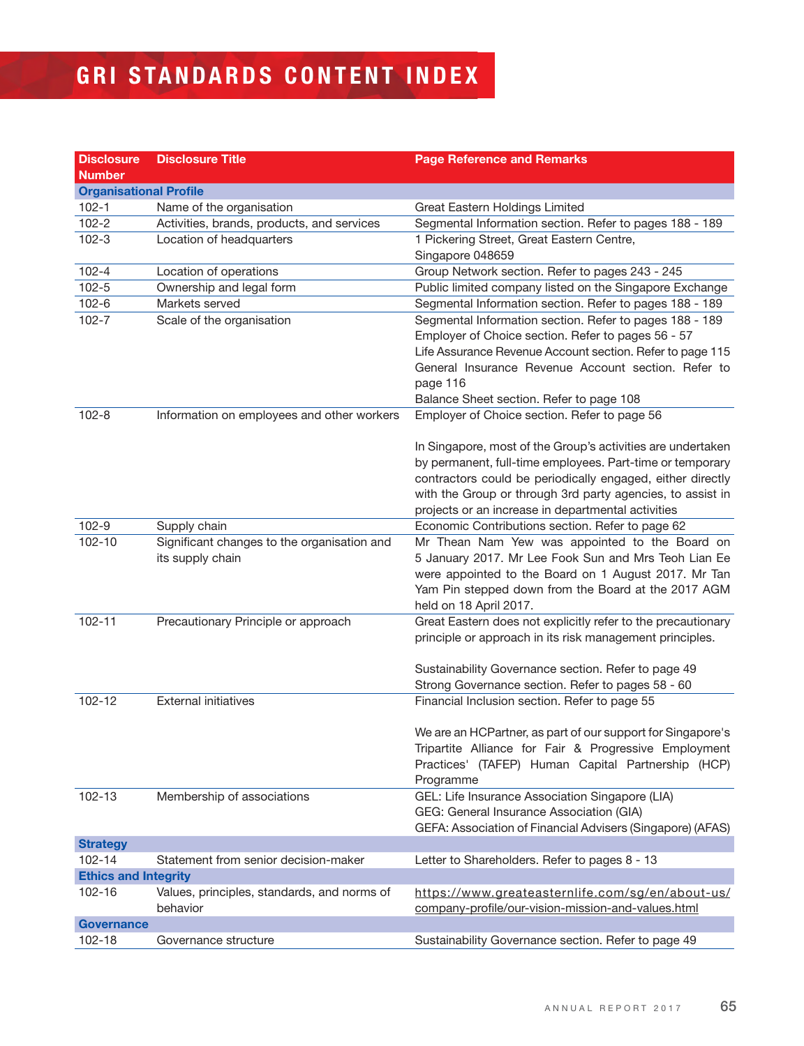# GRI STANDARDS CONTENT INDEX

| Disclosure Number | Disclosure Title | Page Reference and Remarks |
|---|---|---|
| **Organisational Profile** | | |
| 102-1 | Name of the organisation | Great Eastern Holdings Limited |
| 102-2 | Activities, brands, products, and services | Segmental Information section. Refer to pages 188 - 189 |
| 102-3 | Location of headquarters | 1 Pickering Street, Great Eastern Centre, Singapore 048659 |
| 102-4 | Location of operations | Group Network section. Refer to pages 243 - 245 |
| 102-5 | Ownership and legal form | Public limited company listed on the Singapore Exchange |
| 102-6 | Markets served | Segmental Information section. Refer to pages 188 - 189 |
| 102-7 | Scale of the organisation | Segmental Information section. Refer to pages 188 - 189<br>Employer of Choice section. Refer to pages 56 - 57<br>Life Assurance Revenue Account section. Refer to page 115<br>General Insurance Revenue Account section. Refer to page 116<br>Balance Sheet section. Refer to page 108 |
| 102-8 | Information on employees and other workers | Employer of Choice section. Refer to page 56<br><br>In Singapore, most of the Group's activities are undertaken by permanent, full-time employees. Part-time or temporary contractors could be periodically engaged, either directly with the Group or through 3rd party agencies, to assist in projects or an increase in departmental activities |
| 102-9 | Supply chain | Economic Contributions section. Refer to page 62 |
| 102-10 | Significant changes to the organisation and its supply chain | Mr Thean Nam Yew was appointed to the Board on 5 January 2017. Mr Lee Fook Sun and Mrs Teoh Lian Ee were appointed to the Board on 1 August 2017. Mr Tan Yam Pin stepped down from the Board at the 2017 AGM held on 18 April 2017. |
| 102-11 | Precautionary Principle or approach | Great Eastern does not explicitly refer to the precautionary principle or approach in its risk management principles.<br><br>Sustainability Governance section. Refer to page 49<br>Strong Governance section. Refer to pages 58 - 60 |
| 102-12 | External initiatives | Financial Inclusion section. Refer to page 55<br><br>We are an HCPartner, as part of our support for Singapore's Tripartite Alliance for Fair & Progressive Employment Practices' (TAFEP) Human Capital Partnership (HCP) Programme |
| 102-13 | Membership of associations | GEL: Life Insurance Association Singapore (LIA)<br>GEG: General Insurance Association (GIA)<br>GEFA: Association of Financial Advisers (Singapore) (AFAS) |
| **Strategy** | | |
| 102-14 | Statement from senior decision-maker | Letter to Shareholders. Refer to pages 8 - 13 |
| **Ethics and Integrity** | | |
| 102-16 | Values, principles, standards, and norms of behavior | https://www.greateasternlife.com/sg/en/about-us/company-profile/our-vision-mission-and-values.html |
| **Governance** | | |
| 102-18 | Governance structure | Sustainability Governance section. Refer to page 49 |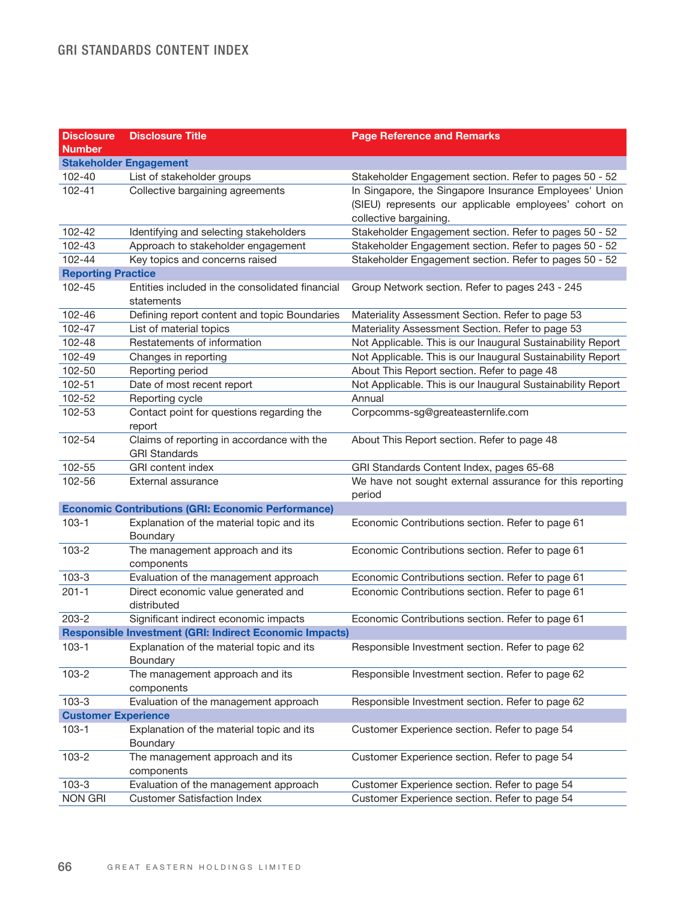# GRI STANDARDS CONTENT INDEX

| Disclosure Number | Disclosure Title | Page Reference and Remarks |
|---|---|---|
| **Stakeholder Engagement** | | |
| 102-40 | List of stakeholder groups | Stakeholder Engagement section. Refer to pages 50 - 52 |
| 102-41 | Collective bargaining agreements | In Singapore, the Singapore Insurance Employees' Union (SIEU) represents our applicable employees' cohort on collective bargaining. |
| 102-42 | Identifying and selecting stakeholders | Stakeholder Engagement section. Refer to pages 50 - 52 |
| 102-43 | Approach to stakeholder engagement | Stakeholder Engagement section. Refer to pages 50 - 52 |
| 102-44 | Key topics and concerns raised | Stakeholder Engagement section. Refer to pages 50 - 52 |
| **Reporting Practice** | | |
| 102-45 | Entities included in the consolidated financial statements | Group Network section. Refer to pages 243 - 245 |
| 102-46 | Defining report content and topic Boundaries | Materiality Assessment Section. Refer to page 53 |
| 102-47 | List of material topics | Materiality Assessment Section. Refer to page 53 |
| 102-48 | Restatements of information | Not Applicable. This is our Inaugural Sustainability Report |
| 102-49 | Changes in reporting | Not Applicable. This is our Inaugural Sustainability Report |
| 102-50 | Reporting period | About This Report section. Refer to page 48 |
| 102-51 | Date of most recent report | Not Applicable. This is our Inaugural Sustainability Report |
| 102-52 | Reporting cycle | Annual |
| 102-53 | Contact point for questions regarding the report | Corpcomms-sg@greateasternlife.com |
| 102-54 | Claims of reporting in accordance with the GRI Standards | About This Report section. Refer to page 48 |
| 102-55 | GRI content index | GRI Standards Content Index, pages 65-68 |
| 102-56 | External assurance | We have not sought external assurance for this reporting period |
| **Economic Contributions (GRI: Economic Performance)** | | |
| 103-1 | Explanation of the material topic and its Boundary | Economic Contributions section. Refer to page 61 |
| 103-2 | The management approach and its components | Economic Contributions section. Refer to page 61 |
| 103-3 | Evaluation of the management approach | Economic Contributions section. Refer to page 61 |
| 201-1 | Direct economic value generated and distributed | Economic Contributions section. Refer to page 61 |
| 203-2 | Significant indirect economic impacts | Economic Contributions section. Refer to page 61 |
| **Responsible Investment (GRI: Indirect Economic Impacts)** | | |
| 103-1 | Explanation of the material topic and its Boundary | Responsible Investment section. Refer to page 62 |
| 103-2 | The management approach and its components | Responsible Investment section. Refer to page 62 |
| 103-3 | Evaluation of the management approach | Responsible Investment section. Refer to page 62 |
| **Customer Experience** | | |
| 103-1 | Explanation of the material topic and its Boundary | Customer Experience section. Refer to page 54 |
| 103-2 | The management approach and its components | Customer Experience section. Refer to page 54 |
| 103-3 | Evaluation of the management approach | Customer Experience section. Refer to page 54 |
| NON GRI | Customer Satisfaction Index | Customer Experience section. Refer to page 54 |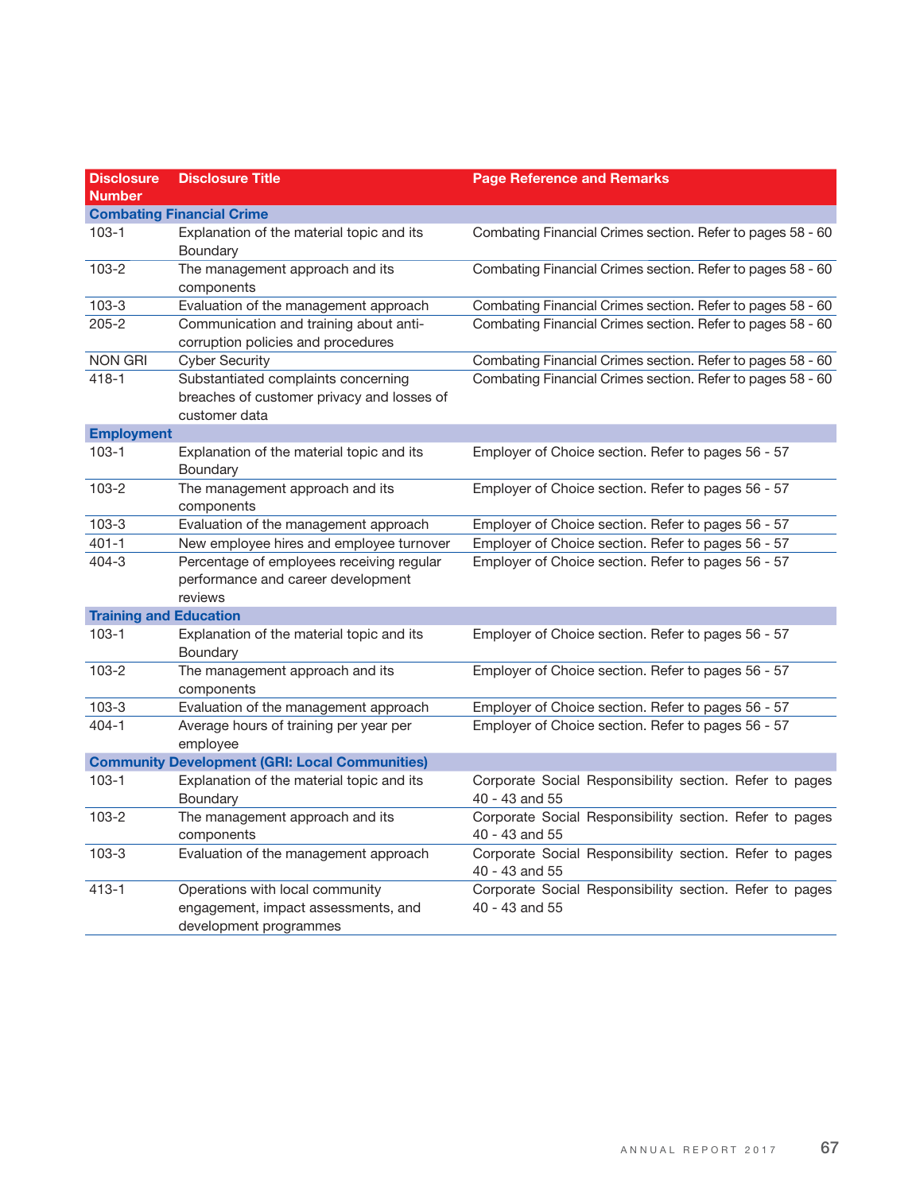| Disclosure Number | Disclosure Title | Page Reference and Remarks |
|---|---|---|
| **Combating Financial Crime** | | |
| 103-1 | Explanation of the material topic and its Boundary | Combating Financial Crimes section. Refer to pages 58 - 60 |
| 103-2 | The management approach and its components | Combating Financial Crimes section. Refer to pages 58 - 60 |
| 103-3 | Evaluation of the management approach | Combating Financial Crimes section. Refer to pages 58 - 60 |
| 205-2 | Communication and training about anti-corruption policies and procedures | Combating Financial Crimes section. Refer to pages 58 - 60 |
| NON GRI | Cyber Security | Combating Financial Crimes section. Refer to pages 58 - 60 |
| 418-1 | Substantiated complaints concerning breaches of customer privacy and losses of customer data | Combating Financial Crimes section. Refer to pages 58 - 60 |
| **Employment** | | |
| 103-1 | Explanation of the material topic and its Boundary | Employer of Choice section. Refer to pages 56 - 57 |
| 103-2 | The management approach and its components | Employer of Choice section. Refer to pages 56 - 57 |
| 103-3 | Evaluation of the management approach | Employer of Choice section. Refer to pages 56 - 57 |
| 401-1 | New employee hires and employee turnover | Employer of Choice section. Refer to pages 56 - 57 |
| 404-3 | Percentage of employees receiving regular performance and career development reviews | Employer of Choice section. Refer to pages 56 - 57 |
| **Training and Education** | | |
| 103-1 | Explanation of the material topic and its Boundary | Employer of Choice section. Refer to pages 56 - 57 |
| 103-2 | The management approach and its components | Employer of Choice section. Refer to pages 56 - 57 |
| 103-3 | Evaluation of the management approach | Employer of Choice section. Refer to pages 56 - 57 |
| 404-1 | Average hours of training per year per employee | Employer of Choice section. Refer to pages 56 - 57 |
| **Community Development (GRI: Local Communities)** | | |
| 103-1 | Explanation of the material topic and its Boundary | Corporate Social Responsibility section. Refer to pages 40 - 43 and 55 |
| 103-2 | The management approach and its components | Corporate Social Responsibility section. Refer to pages 40 - 43 and 55 |
| 103-3 | Evaluation of the management approach | Corporate Social Responsibility section. Refer to pages 40 - 43 and 55 |
| 413-1 | Operations with local community engagement, impact assessments, and development programmes | Corporate Social Responsibility section. Refer to pages 40 - 43 and 55 |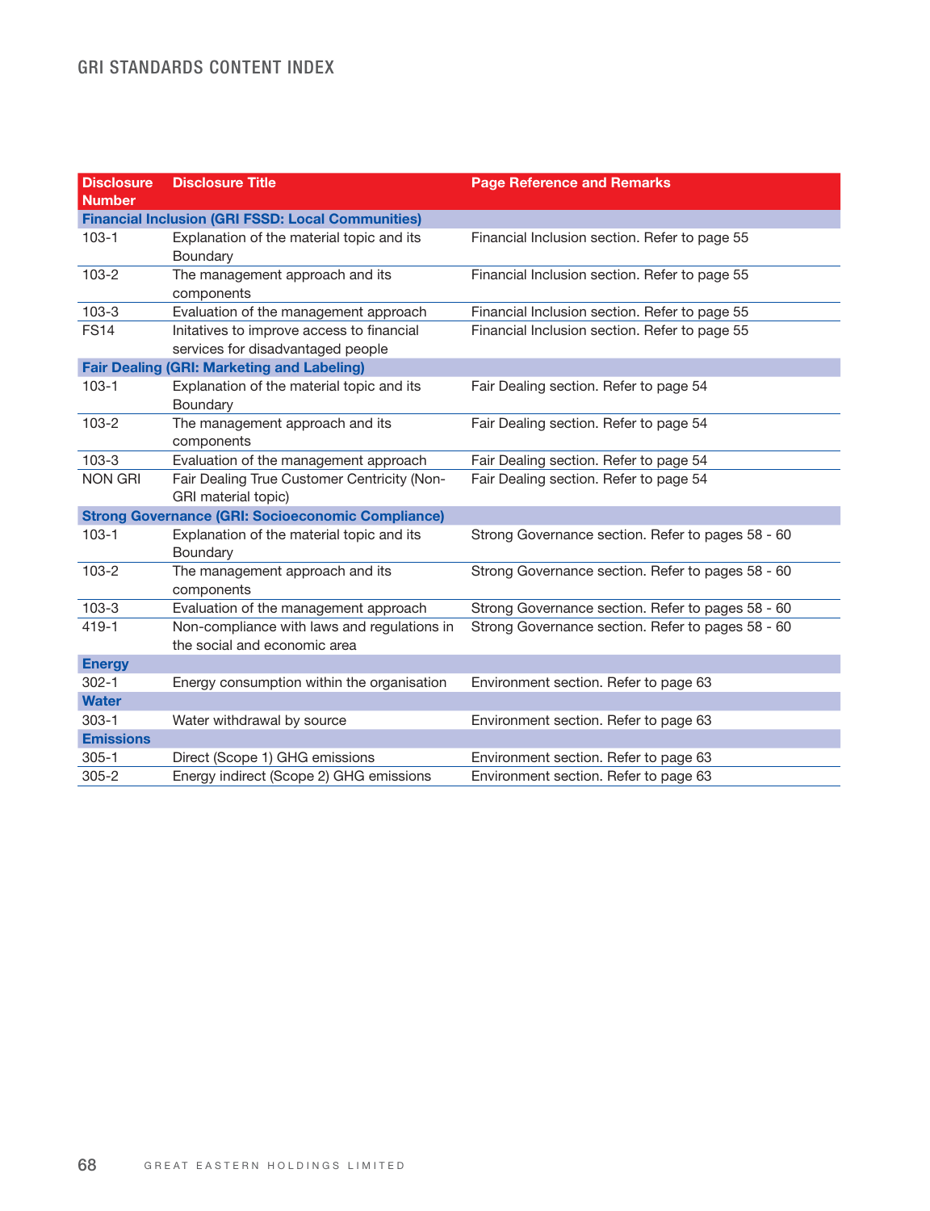## GRI STANDARDS CONTENT INDEX

| Disclosure Number | Disclosure Title | Page Reference and Remarks |
|---|---|---|
| **Financial Inclusion (GRI FSSD: Local Communities)** | | |
| 103-1 | Explanation of the material topic and its Boundary | Financial Inclusion section. Refer to page 55 |
| 103-2 | The management approach and its components | Financial Inclusion section. Refer to page 55 |
| 103-3 | Evaluation of the management approach | Financial Inclusion section. Refer to page 55 |
| FS14 | Initatives to improve access to financial services for disadvantaged people | Financial Inclusion section. Refer to page 55 |
| **Fair Dealing (GRI: Marketing and Labeling)** | | |
| 103-1 | Explanation of the material topic and its Boundary | Fair Dealing section. Refer to page 54 |
| 103-2 | The management approach and its components | Fair Dealing section. Refer to page 54 |
| 103-3 | Evaluation of the management approach | Fair Dealing section. Refer to page 54 |
| NON GRI | Fair Dealing True Customer Centricity (Non-GRI material topic) | Fair Dealing section. Refer to page 54 |
| **Strong Governance (GRI: Socioeconomic Compliance)** | | |
| 103-1 | Explanation of the material topic and its Boundary | Strong Governance section. Refer to pages 58 - 60 |
| 103-2 | The management approach and its components | Strong Governance section. Refer to pages 58 - 60 |
| 103-3 | Evaluation of the management approach | Strong Governance section. Refer to pages 58 - 60 |
| 419-1 | Non-compliance with laws and regulations in the social and economic area | Strong Governance section. Refer to pages 58 - 60 |
| **Energy** | | |
| 302-1 | Energy consumption within the organisation | Environment section. Refer to page 63 |
| **Water** | | |
| 303-1 | Water withdrawal by source | Environment section. Refer to page 63 |
| **Emissions** | | |
| 305-1 | Direct (Scope 1) GHG emissions | Environment section. Refer to page 63 |
| 305-2 | Energy indirect (Scope 2) GHG emissions | Environment section. Refer to page 63 |